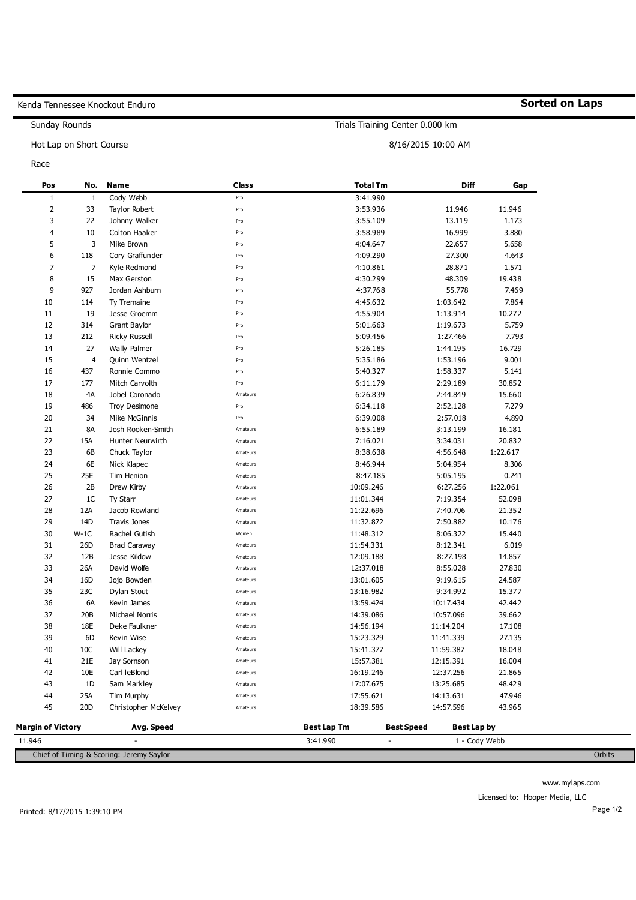Kenda Tennessee Knockout Enduro

**Sorted on Laps**

Sunday Rounds

Trials Training Center 0.000 km

Hot Lap on Short Course

8/16/2015 10:00 AM

Race

| Pos | No. | Name | Class | Total Tm | Diff | Gap |
|---|---|---|---|---|---|---|
| 1 | 1 | Cody Webb | Pro | 3:41.990 | | |
| 2 | 33 | Taylor Robert | Pro | 3:53.936 | 11.946 | 11.946 |
| 3 | 22 | Johnny Walker | Pro | 3:55.109 | 13.119 | 1.173 |
| 4 | 10 | Colton Haaker | Pro | 3:58.989 | 16.999 | 3.880 |
| 5 | 3 | Mike Brown | Pro | 4:04.647 | 22.657 | 5.658 |
| 6 | 118 | Cory Graffunder | Pro | 4:09.290 | 27.300 | 4.643 |
| 7 | 7 | Kyle Redmond | Pro | 4:10.861 | 28.871 | 1.571 |
| 8 | 15 | Max Gerston | Pro | 4:30.299 | 48.309 | 19.438 |
| 9 | 927 | Jordan Ashburn | Pro | 4:37.768 | 55.778 | 7.469 |
| 10 | 114 | Ty Tremaine | Pro | 4:45.632 | 1:03.642 | 7.864 |
| 11 | 19 | Jesse Groemm | Pro | 4:55.904 | 1:13.914 | 10.272 |
| 12 | 314 | Grant Baylor | Pro | 5:01.663 | 1:19.673 | 5.759 |
| 13 | 212 | Ricky Russell | Pro | 5:09.456 | 1:27.466 | 7.793 |
| 14 | 27 | Wally Palmer | Pro | 5:26.185 | 1:44.195 | 16.729 |
| 15 | 4 | Quinn Wentzel | Pro | 5:35.186 | 1:53.196 | 9.001 |
| 16 | 437 | Ronnie Commo | Pro | 5:40.327 | 1:58.337 | 5.141 |
| 17 | 177 | Mitch Carvolth | Pro | 6:11.179 | 2:29.189 | 30.852 |
| 18 | 4A | Jobel Coronado | Amateurs | 6:26.839 | 2:44.849 | 15.660 |
| 19 | 486 | Troy Desimone | Pro | 6:34.118 | 2:52.128 | 7.279 |
| 20 | 34 | Mike McGinnis | Pro | 6:39.008 | 2:57.018 | 4.890 |
| 21 | 8A | Josh Rooken-Smith | Amateurs | 6:55.189 | 3:13.199 | 16.181 |
| 22 | 15A | Hunter Neurwirth | Amateurs | 7:16.021 | 3:34.031 | 20.832 |
| 23 | 6B | Chuck Taylor | Amateurs | 8:38.638 | 4:56.648 | 1:22.617 |
| 24 | 6E | Nick Klapec | Amateurs | 8:46.944 | 5:04.954 | 8.306 |
| 25 | 25E | Tim Henion | Amateurs | 8:47.185 | 5:05.195 | 0.241 |
| 26 | 2B | Drew Kirby | Amateurs | 10:09.246 | 6:27.256 | 1:22.061 |
| 27 | 1C | Ty Starr | Amateurs | 11:01.344 | 7:19.354 | 52.098 |
| 28 | 12A | Jacob Rowland | Amateurs | 11:22.696 | 7:40.706 | 21.352 |
| 29 | 14D | Travis Jones | Amateurs | 11:32.872 | 7:50.882 | 10.176 |
| 30 | W-1C | Rachel Gutish | Women | 11:48.312 | 8:06.322 | 15.440 |
| 31 | 26D | Brad Caraway | Amateurs | 11:54.331 | 8:12.341 | 6.019 |
| 32 | 12B | Jesse Kildow | Amateurs | 12:09.188 | 8:27.198 | 14.857 |
| 33 | 26A | David Wolfe | Amateurs | 12:37.018 | 8:55.028 | 27.830 |
| 34 | 16D | Jojo Bowden | Amateurs | 13:01.605 | 9:19.615 | 24.587 |
| 35 | 23C | Dylan Stout | Amateurs | 13:16.982 | 9:34.992 | 15.377 |
| 36 | 6A | Kevin James | Amateurs | 13:59.424 | 10:17.434 | 42.442 |
| 37 | 20B | Michael Norris | Amateurs | 14:39.086 | 10:57.096 | 39.662 |
| 38 | 18E | Deke Faulkner | Amateurs | 14:56.194 | 11:14.204 | 17.108 |
| 39 | 6D | Kevin Wise | Amateurs | 15:23.329 | 11:41.339 | 27.135 |
| 40 | 10C | Will Lackey | Amateurs | 15:41.377 | 11:59.387 | 18.048 |
| 41 | 21E | Jay Sornson | Amateurs | 15:57.381 | 12:15.391 | 16.004 |
| 42 | 10E | Carl leBlond | Amateurs | 16:19.246 | 12:37.256 | 21.865 |
| 43 | 1D | Sam Markley | Amateurs | 17:07.675 | 13:25.685 | 48.429 |
| 44 | 25A | Tim Murphy | Amateurs | 17:55.621 | 14:13.631 | 47.946 |
| 45 | 20D | Christopher McKelvey | Amateurs | 18:39.586 | 14:57.596 | 43.965 |

| Margin of Victory | Avg. Speed | Best Lap Tm | Best Speed | Best Lap by |
|---|---|---|---|---|
| 11.946 | - | 3:41.990 | - | 1 - Cody Webb |

Chief of Timing & Scoring: Jeremy Saylor

Orbits

www.mylaps.com

Licensed to: Hooper Media, LLC

Printed: 8/17/2015 1:39:10 PM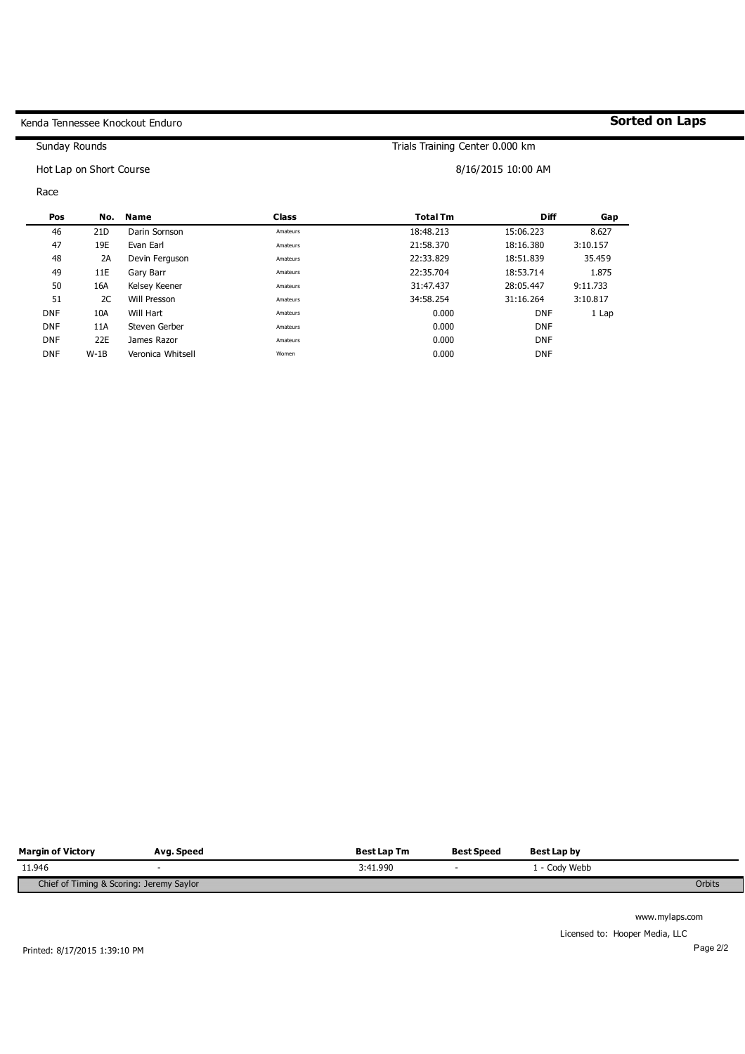Kenda Tennessee Knockout Enduro

**Sorted on Laps**

Sunday Rounds

Trials Training Center 0.000 km

Hot Lap on Short Course

8/16/2015 10:00 AM

Race

| Pos | No. | Name | Class | Total Tm | Diff | Gap |
|---|---|---|---|---|---|---|
| 46 | 21D | Darin Sornson | Amateurs | 18:48.213 | 15:06.223 | 8.627 |
| 47 | 19E | Evan Earl | Amateurs | 21:58.370 | 18:16.380 | 3:10.157 |
| 48 | 2A | Devin Ferguson | Amateurs | 22:33.829 | 18:51.839 | 35.459 |
| 49 | 11E | Gary Barr | Amateurs | 22:35.704 | 18:53.714 | 1.875 |
| 50 | 16A | Kelsey Keener | Amateurs | 31:47.437 | 28:05.447 | 9:11.733 |
| 51 | 2C | Will Presson | Amateurs | 34:58.254 | 31:16.264 | 3:10.817 |
| DNF | 10A | Will Hart | Amateurs | 0.000 | DNF | 1 Lap |
| DNF | 11A | Steven Gerber | Amateurs | 0.000 | DNF | |
| DNF | 22E | James Razor | Amateurs | 0.000 | DNF | |
| DNF | W-1B | Veronica Whitsell | Women | 0.000 | DNF | |

| Margin of Victory | Avg. Speed | Best Lap Tm | Best Speed | Best Lap by |
|---|---|---|---|---|
| 11.946 | - | 3:41.990 | - | 1 - Cody Webb |

Chief of Timing & Scoring: Jeremy Saylor

Orbits

www.mylaps.com

Licensed to: Hooper Media, LLC

Printed: 8/17/2015 1:39:10 PM